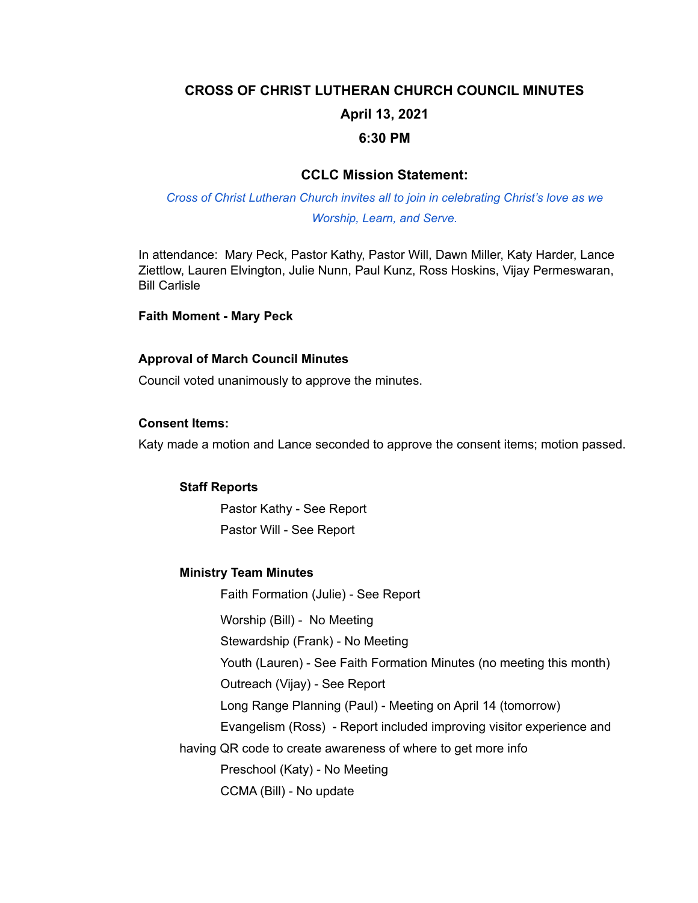# CROSS OF CHRIST LUTHERAN CHURCH COUNCIL MINUTES

## April 13, 2021

## 6:30 PM

### CCLC Mission Statement:

*Cross of Christ Lutheran Church invites all to join in celebrating Christ's love as we Worship, Learn, and Serve.*

In attendance: Mary Peck, Pastor Kathy, Pastor Will, Dawn Miller, Katy Harder, Lance Ziettlow, Lauren Elvington, Julie Nunn, Paul Kunz, Ross Hoskins, Vijay Permeswaran, Bill Carlisle

**Faith Moment - Mary Peck**

**Approval of March Council Minutes**

Council voted unanimously to approve the minutes.

**Consent Items:**

Katy made a motion and Lance seconded to approve the consent items; motion passed.

**Staff Reports**

- Pastor Kathy - See Report
- Pastor Will - See Report

**Ministry Team Minutes**

- Faith Formation (Julie) - See Report
- Worship (Bill) - No Meeting
- Stewardship (Frank) - No Meeting
- Youth (Lauren) - See Faith Formation Minutes (no meeting this month)
- Outreach (Vijay) - See Report
- Long Range Planning (Paul) - Meeting on April 14 (tomorrow)
- Evangelism (Ross) - Report included improving visitor experience and having QR code to create awareness of where to get more info
- Preschool (Katy) - No Meeting
- CCMA (Bill) - No update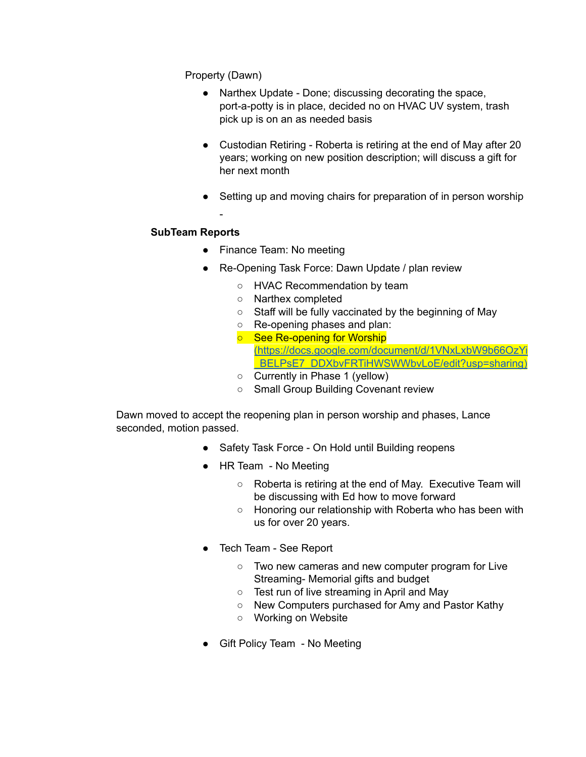Property (Dawn)

- Narthex Update - Done; discussing decorating the space, port-a-potty is in place, decided no on HVAC UV system, trash pick up is on an as needed basis

- Custodian Retiring - Roberta is retiring at the end of May after 20 years; working on new position description; will discuss a gift for her next month

- Setting up and moving chairs for preparation of in person worship

-

**SubTeam Reports**

- Finance Team: No meeting
- Re-Opening Task Force: Dawn Update / plan review
  - HVAC Recommendation by team
  - Narthex completed
  - Staff will be fully vaccinated by the beginning of May
  - Re-opening phases and plan:
  - See Re-opening for Worship (https://docs.google.com/document/d/1VNxLxbW9b66OzYi_BELPsE7_DDXbvFRTiHWSWWbvLoE/edit?usp=sharing)
  - Currently in Phase 1 (yellow)
  - Small Group Building Covenant review

Dawn moved to accept the reopening plan in person worship and phases, Lance seconded, motion passed.

- Safety Task Force - On Hold until Building reopens
- HR Team - No Meeting
  - Roberta is retiring at the end of May. Executive Team will be discussing with Ed how to move forward
  - Honoring our relationship with Roberta who has been with us for over 20 years.

- Tech Team - See Report
  - Two new cameras and new computer program for Live Streaming- Memorial gifts and budget
  - Test run of live streaming in April and May
  - New Computers purchased for Amy and Pastor Kathy
  - Working on Website

- Gift Policy Team - No Meeting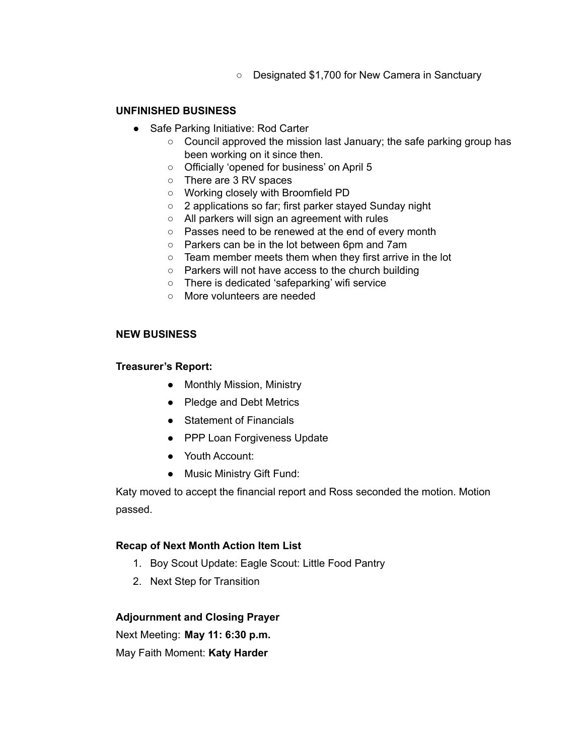- Designated $1,700 for New Camera in Sanctuary

**UNFINISHED BUSINESS**

- Safe Parking Initiative: Rod Carter
  - Council approved the mission last January; the safe parking group has been working on it since then.
  - Officially 'opened for business' on April 5
  - There are 3 RV spaces
  - Working closely with Broomfield PD
  - 2 applications so far; first parker stayed Sunday night
  - All parkers will sign an agreement with rules
  - Passes need to be renewed at the end of every month
  - Parkers can be in the lot between 6pm and 7am
  - Team member meets them when they first arrive in the lot
  - Parkers will not have access to the church building
  - There is dedicated 'safeparking' wifi service
  - More volunteers are needed

**NEW BUSINESS**

**Treasurer's Report:**

- Monthly Mission, Ministry
- Pledge and Debt Metrics
- Statement of Financials
- PPP Loan Forgiveness Update
- Youth Account:
- Music Ministry Gift Fund:

Katy moved to accept the financial report and Ross seconded the motion. Motion passed.

**Recap of Next Month Action Item List**

1. Boy Scout Update: Eagle Scout: Little Food Pantry
2. Next Step for Transition

**Adjournment and Closing Prayer**

Next Meeting: **May 11: 6:30 p.m.**

May Faith Moment: **Katy Harder**